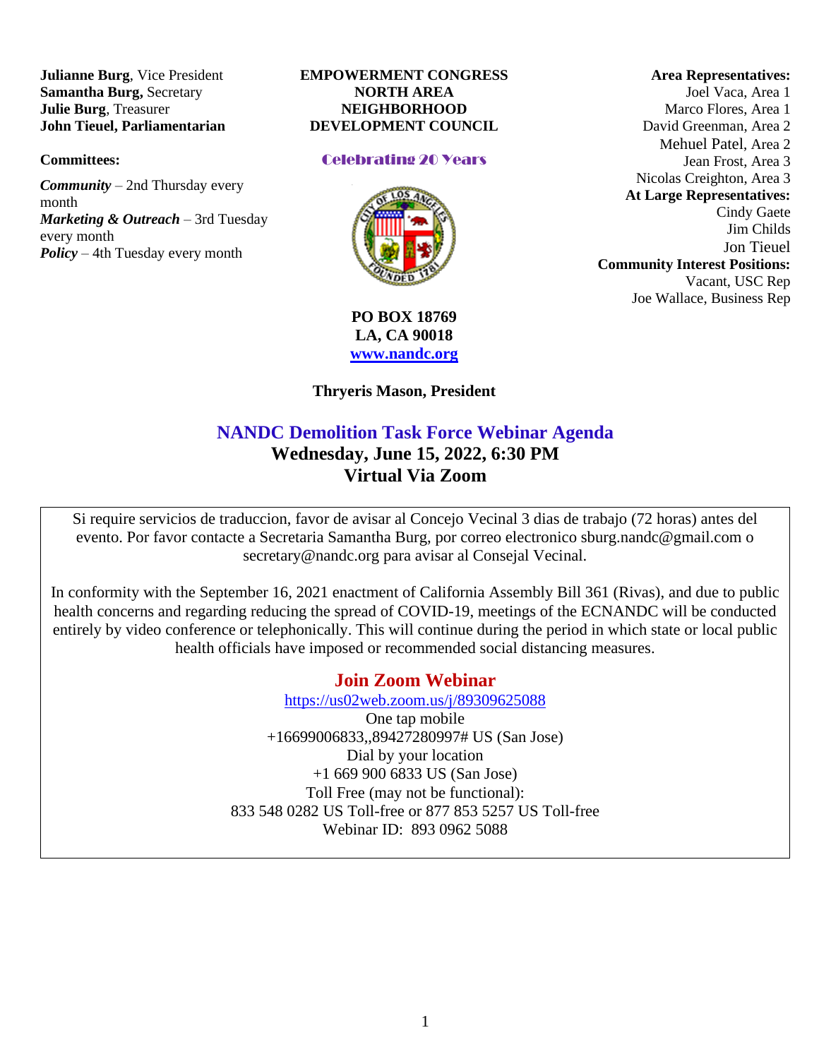**Julianne Burg**, Vice President
**Samantha Burg,** Secretary
**Julie Burg**, Treasurer
**John Tieuel, Parliamentarian**

**Committees:**

***Community*** – 2nd Thursday every month
***Marketing & Outreach*** – 3rd Tuesday every month
***Policy*** – 4th Tuesday every month

**EMPOWERMENT CONGRESS**
**NORTH AREA**
**NEIGHBORHOOD**
**DEVELOPMENT COUNCIL**

Celebrating 20 Years

**PO BOX 18769**
**LA, CA 90018**
**[www.nandc.org](http://www.nandc.org)**

**Thryeris Mason, President**

**Area Representatives:**
Joel Vaca, Area 1
Marco Flores, Area 1
David Greenman, Area 2
Mehuel Patel, Area 2
Jean Frost, Area 3
Nicolas Creighton, Area 3
**At Large Representatives:**
Cindy Gaete
Jim Childs
Jon Tieuel
**Community Interest Positions:**
Vacant, USC Rep
Joe Wallace, Business Rep

# NANDC Demolition Task Force Webinar Agenda

## Wednesday, June 15, 2022, 6:30 PM
## Virtual Via Zoom

Si require servicios de traduccion, favor de avisar al Concejo Vecinal 3 dias de trabajo (72 horas) antes del evento. Por favor contacte a Secretaria Samantha Burg, por correo electronico sburg.nandc@gmail.com o secretary@nandc.org para avisar al Consejal Vecinal.

In conformity with the September 16, 2021 enactment of California Assembly Bill 361 (Rivas), and due to public health concerns and regarding reducing the spread of COVID-19, meetings of the ECNANDC will be conducted entirely by video conference or telephonically. This will continue during the period in which state or local public health officials have imposed or recommended social distancing measures.

**Join Zoom Webinar**
https://us02web.zoom.us/j/89309625088
One tap mobile
+16699006833,,89427280997# US (San Jose)
Dial by your location
+1 669 900 6833 US (San Jose)
Toll Free (may not be functional):
833 548 0282 US Toll-free or 877 853 5257 US Toll-free
Webinar ID: 893 0962 5088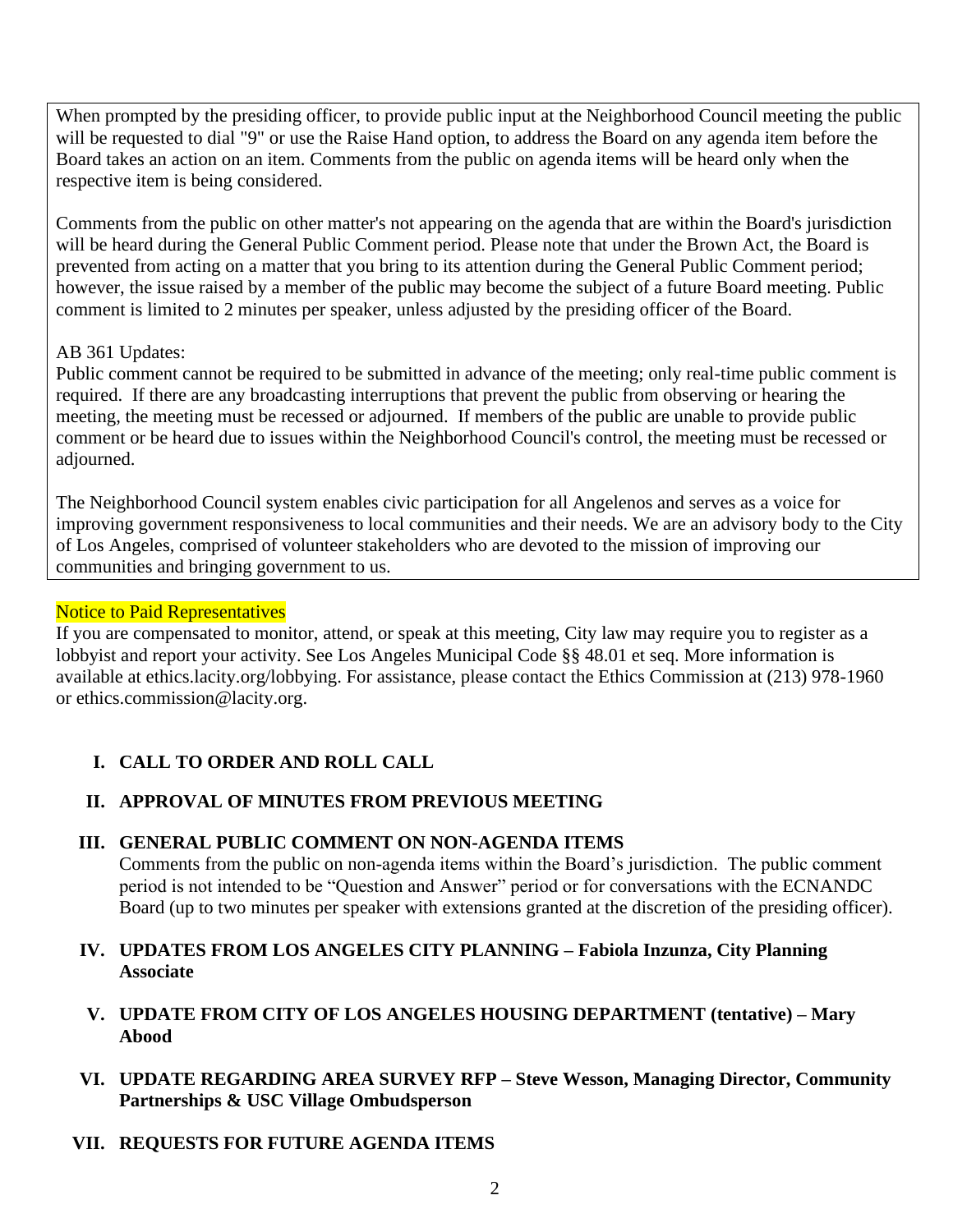When prompted by the presiding officer, to provide public input at the Neighborhood Council meeting the public will be requested to dial "9" or use the Raise Hand option, to address the Board on any agenda item before the Board takes an action on an item. Comments from the public on agenda items will be heard only when the respective item is being considered.

Comments from the public on other matter's not appearing on the agenda that are within the Board's jurisdiction will be heard during the General Public Comment period. Please note that under the Brown Act, the Board is prevented from acting on a matter that you bring to its attention during the General Public Comment period; however, the issue raised by a member of the public may become the subject of a future Board meeting. Public comment is limited to 2 minutes per speaker, unless adjusted by the presiding officer of the Board.

AB 361 Updates:
Public comment cannot be required to be submitted in advance of the meeting; only real-time public comment is required. If there are any broadcasting interruptions that prevent the public from observing or hearing the meeting, the meeting must be recessed or adjourned. If members of the public are unable to provide public comment or be heard due to issues within the Neighborhood Council's control, the meeting must be recessed or adjourned.

The Neighborhood Council system enables civic participation for all Angelenos and serves as a voice for improving government responsiveness to local communities and their needs. We are an advisory body to the City of Los Angeles, comprised of volunteer stakeholders who are devoted to the mission of improving our communities and bringing government to us.

Notice to Paid Representatives

If you are compensated to monitor, attend, or speak at this meeting, City law may require you to register as a lobbyist and report your activity. See Los Angeles Municipal Code §§ 48.01 et seq. More information is available at ethics.lacity.org/lobbying. For assistance, please contact the Ethics Commission at (213) 978-1960 or ethics.commission@lacity.org.

**I. CALL TO ORDER AND ROLL CALL**

**II. APPROVAL OF MINUTES FROM PREVIOUS MEETING**

**III. GENERAL PUBLIC COMMENT ON NON-AGENDA ITEMS**

Comments from the public on non-agenda items within the Board's jurisdiction. The public comment period is not intended to be "Question and Answer" period or for conversations with the ECNANDC Board (up to two minutes per speaker with extensions granted at the discretion of the presiding officer).

**IV. UPDATES FROM LOS ANGELES CITY PLANNING – Fabiola Inzunza, City Planning Associate**

**V. UPDATE FROM CITY OF LOS ANGELES HOUSING DEPARTMENT (tentative) – Mary Abood**

**VI. UPDATE REGARDING AREA SURVEY RFP – Steve Wesson, Managing Director, Community Partnerships & USC Village Ombudsperson**

**VII. REQUESTS FOR FUTURE AGENDA ITEMS**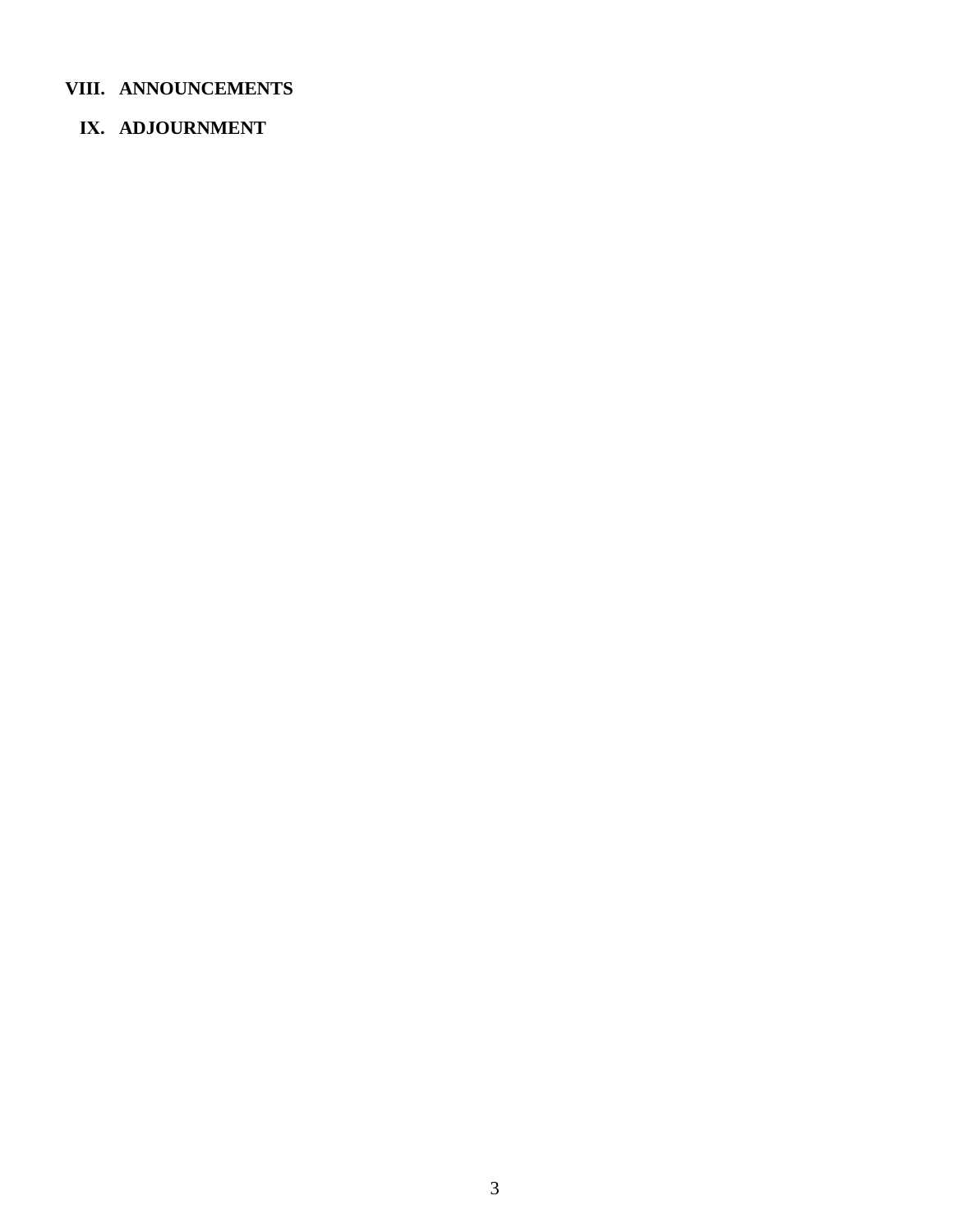**VIII. ANNOUNCEMENTS**

**IX. ADJOURNMENT**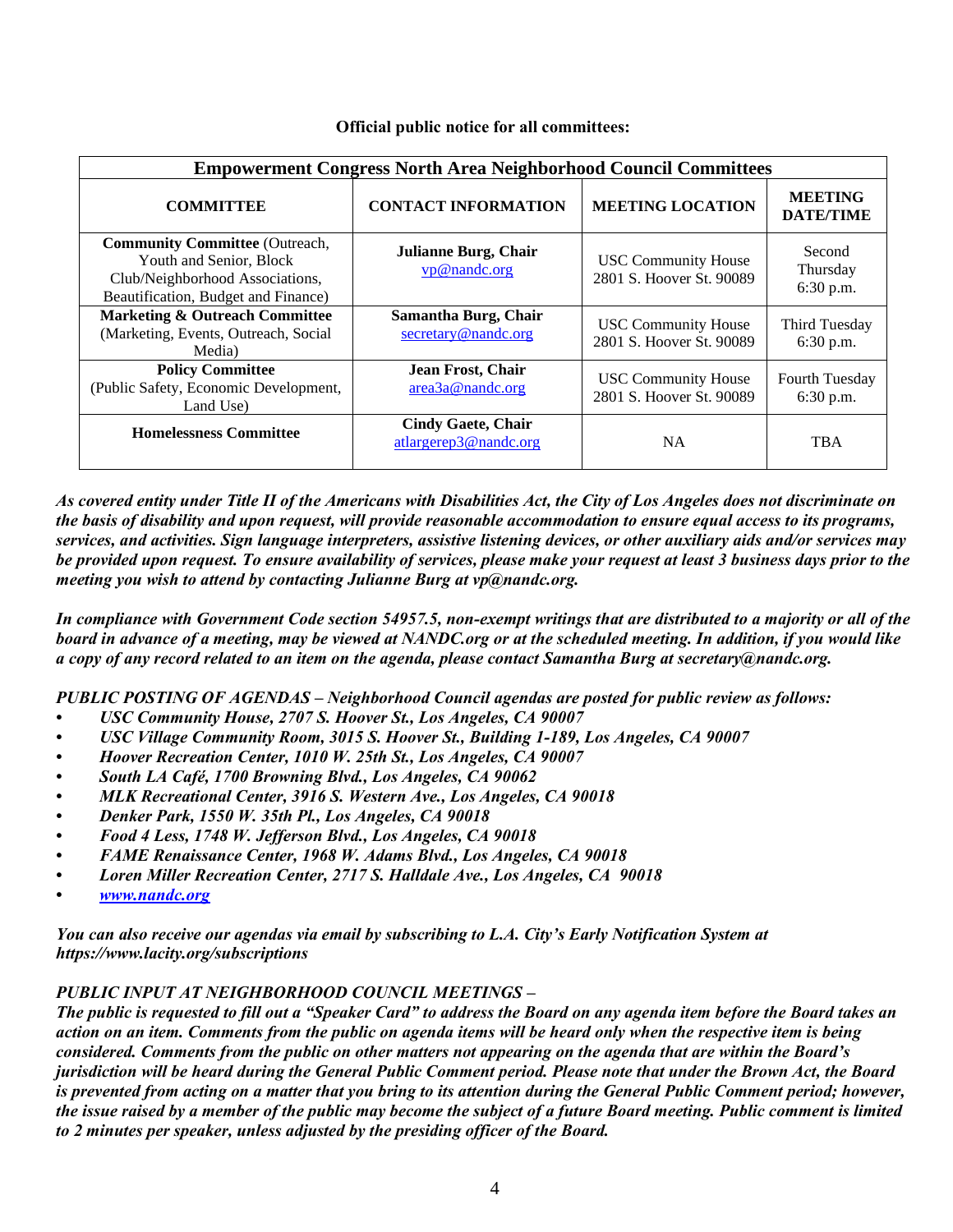**Official public notice for all committees:**

| **Empowerment Congress North Area Neighborhood Council Committees** | | | |
|---|---|---|---|
| **COMMITTEE** | **CONTACT INFORMATION** | **MEETING LOCATION** | **MEETING DATE/TIME** |
| **Community Committee** (Outreach, Youth and Senior, Block Club/Neighborhood Associations, Beautification, Budget and Finance) | **Julianne Burg, Chair** vp@nandc.org | USC Community House 2801 S. Hoover St. 90089 | Second Thursday 6:30 p.m. |
| **Marketing & Outreach Committee** (Marketing, Events, Outreach, Social Media) | **Samantha Burg, Chair** secretary@nandc.org | USC Community House 2801 S. Hoover St. 90089 | Third Tuesday 6:30 p.m. |
| **Policy Committee** (Public Safety, Economic Development, Land Use) | **Jean Frost, Chair** area3a@nandc.org | USC Community House 2801 S. Hoover St. 90089 | Fourth Tuesday 6:30 p.m. |
| **Homelessness Committee** | **Cindy Gaete, Chair** atlargerep3@nandc.org | NA | TBA |

***As covered entity under Title II of the Americans with Disabilities Act, the City of Los Angeles does not discriminate on the basis of disability and upon request, will provide reasonable accommodation to ensure equal access to its programs, services, and activities. Sign language interpreters, assistive listening devices, or other auxiliary aids and/or services may be provided upon request. To ensure availability of services, please make your request at least 3 business days prior to the meeting you wish to attend by contacting Julianne Burg at vp@nandc.org.***

***In compliance with Government Code section 54957.5, non-exempt writings that are distributed to a majority or all of the board in advance of a meeting, may be viewed at NANDC.org or at the scheduled meeting. In addition, if you would like a copy of any record related to an item on the agenda, please contact Samantha Burg at secretary@nandc.org.***

***PUBLIC POSTING OF AGENDAS – Neighborhood Council agendas are posted for public review as follows:***

- ***USC Community House, 2707 S. Hoover St., Los Angeles, CA 90007***
- ***USC Village Community Room, 3015 S. Hoover St., Building 1-189, Los Angeles, CA 90007***
- ***Hoover Recreation Center, 1010 W. 25th St., Los Angeles, CA 90007***
- ***South LA Café, 1700 Browning Blvd., Los Angeles, CA 90062***
- ***MLK Recreational Center, 3916 S. Western Ave., Los Angeles, CA 90018***
- ***Denker Park, 1550 W. 35th Pl., Los Angeles, CA 90018***
- ***Food 4 Less, 1748 W. Jefferson Blvd., Los Angeles, CA 90018***
- ***FAME Renaissance Center, 1968 W. Adams Blvd., Los Angeles, CA 90018***
- ***Loren Miller Recreation Center, 2717 S. Halldale Ave., Los Angeles, CA 90018***
- ***www.nandc.org***

***You can also receive our agendas via email by subscribing to L.A. City's Early Notification System at https://www.lacity.org/subscriptions***

***PUBLIC INPUT AT NEIGHBORHOOD COUNCIL MEETINGS –***
***The public is requested to fill out a "Speaker Card" to address the Board on any agenda item before the Board takes an action on an item. Comments from the public on agenda items will be heard only when the respective item is being considered. Comments from the public on other matters not appearing on the agenda that are within the Board's jurisdiction will be heard during the General Public Comment period. Please note that under the Brown Act, the Board is prevented from acting on a matter that you bring to its attention during the General Public Comment period; however, the issue raised by a member of the public may become the subject of a future Board meeting. Public comment is limited to 2 minutes per speaker, unless adjusted by the presiding officer of the Board.***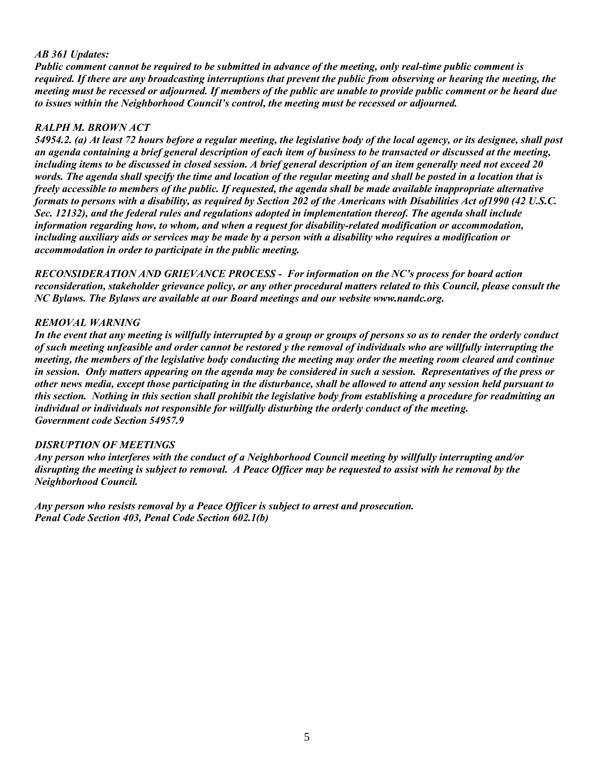***AB 361 Updates:***

***Public comment cannot be required to be submitted in advance of the meeting, only real-time public comment is required. If there are any broadcasting interruptions that prevent the public from observing or hearing the meeting, the meeting must be recessed or adjourned. If members of the public are unable to provide public comment or be heard due to issues within the Neighborhood Council's control, the meeting must be recessed or adjourned.***

***RALPH M. BROWN ACT***

***54954.2. (a) At least 72 hours before a regular meeting, the legislative body of the local agency, or its designee, shall post an agenda containing a brief general description of each item of business to be transacted or discussed at the meeting, including items to be discussed in closed session. A brief general description of an item generally need not exceed 20 words. The agenda shall specify the time and location of the regular meeting and shall be posted in a location that is freely accessible to members of the public. If requested, the agenda shall be made available inappropriate alternative formats to persons with a disability, as required by Section 202 of the Americans with Disabilities Act of1990 (42 U.S.C. Sec. 12132), and the federal rules and regulations adopted in implementation thereof. The agenda shall include information regarding how, to whom, and when a request for disability-related modification or accommodation, including auxiliary aids or services may be made by a person with a disability who requires a modification or accommodation in order to participate in the public meeting.***

***RECONSIDERATION AND GRIEVANCE PROCESS - For information on the NC's process for board action reconsideration, stakeholder grievance policy, or any other procedural matters related to this Council, please consult the NC Bylaws. The Bylaws are available at our Board meetings and our website www.nandc.org.***

***REMOVAL WARNING***

***In the event that any meeting is willfully interrupted by a group or groups of persons so as to render the orderly conduct of such meeting unfeasible and order cannot be restored y the removal of individuals who are willfully interrupting the meeting, the members of the legislative body conducting the meeting may order the meeting room cleared and continue in session. Only matters appearing on the agenda may be considered in such a session. Representatives of the press or other news media, except those participating in the disturbance, shall be allowed to attend any session held pursuant to this section. Nothing in this section shall prohibit the legislative body from establishing a procedure for readmitting an individual or individuals not responsible for willfully disturbing the orderly conduct of the meeting.***
***Government code Section 54957.9***

***DISRUPTION OF MEETINGS***

***Any person who interferes with the conduct of a Neighborhood Council meeting by willfully interrupting and/or disrupting the meeting is subject to removal. A Peace Officer may be requested to assist with he removal by the Neighborhood Council.***

***Any person who resists removal by a Peace Officer is subject to arrest and prosecution.***
***Penal Code Section 403, Penal Code Section 602.1(b)***